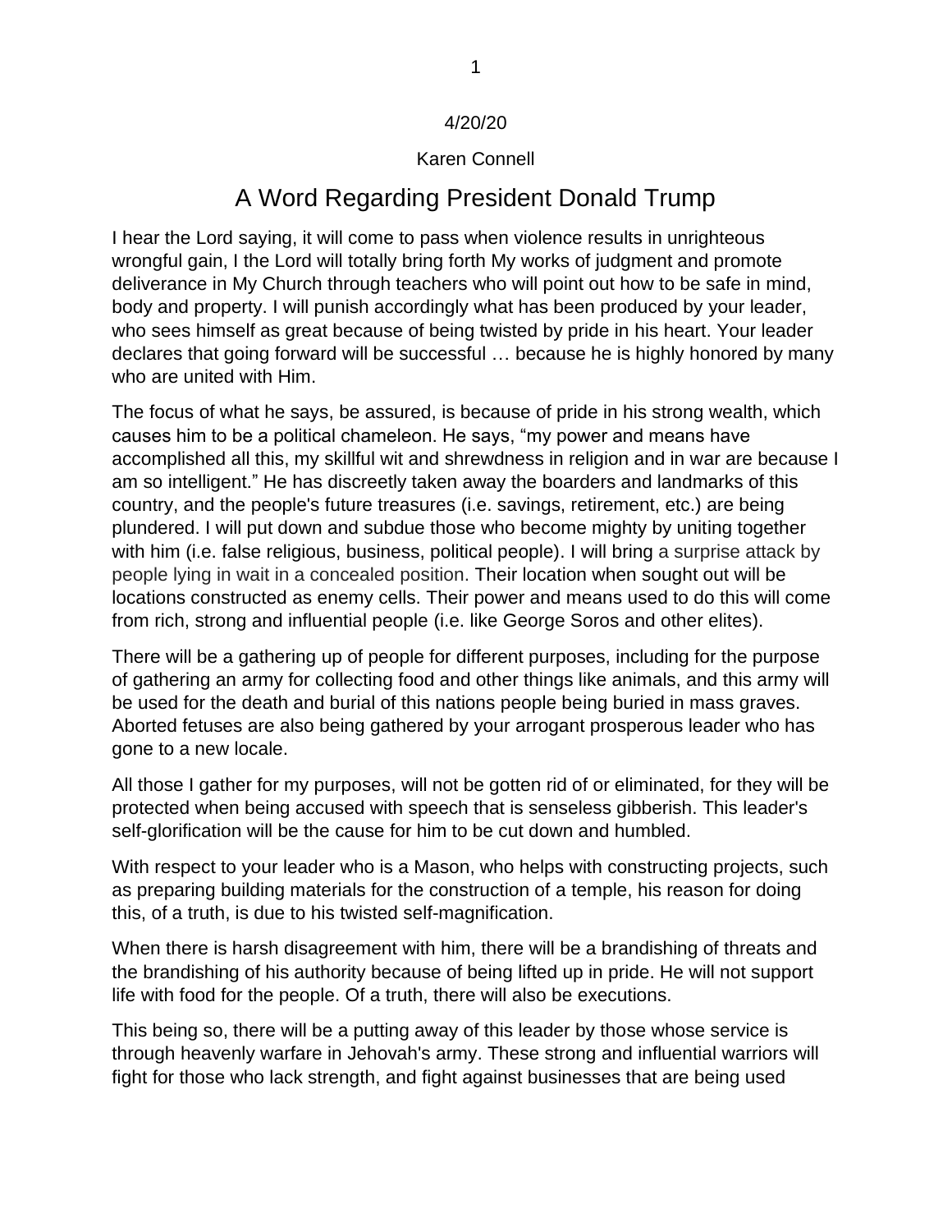4/20/20

Karen Connell

# A Word Regarding President Donald Trump

I hear the Lord saying, it will come to pass when violence results in unrighteous wrongful gain, I the Lord will totally bring forth My works of judgment and promote deliverance in My Church through teachers who will point out how to be safe in mind, body and property. I will punish accordingly what has been produced by your leader, who sees himself as great because of being twisted by pride in his heart. Your leader declares that going forward will be successful … because he is highly honored by many who are united with Him.

The focus of what he says, be assured, is because of pride in his strong wealth, which causes him to be a political chameleon. He says, "my power and means have accomplished all this, my skillful wit and shrewdness in religion and in war are because I am so intelligent." He has discreetly taken away the boarders and landmarks of this country, and the people's future treasures (i.e. savings, retirement, etc.) are being plundered. I will put down and subdue those who become mighty by uniting together with him (i.e. false religious, business, political people). I will bring a surprise attack by people lying in wait in a concealed position. Their location when sought out will be locations constructed as enemy cells. Their power and means used to do this will come from rich, strong and influential people (i.e. like George Soros and other elites).

There will be a gathering up of people for different purposes, including for the purpose of gathering an army for collecting food and other things like animals, and this army will be used for the death and burial of this nations people being buried in mass graves. Aborted fetuses are also being gathered by your arrogant prosperous leader who has gone to a new locale.

All those I gather for my purposes, will not be gotten rid of or eliminated, for they will be protected when being accused with speech that is senseless gibberish. This leader's self-glorification will be the cause for him to be cut down and humbled.

With respect to your leader who is a Mason, who helps with constructing projects, such as preparing building materials for the construction of a temple, his reason for doing this, of a truth, is due to his twisted self-magnification.

When there is harsh disagreement with him, there will be a brandishing of threats and the brandishing of his authority because of being lifted up in pride. He will not support life with food for the people. Of a truth, there will also be executions.

This being so, there will be a putting away of this leader by those whose service is through heavenly warfare in Jehovah's army. These strong and influential warriors will fight for those who lack strength, and fight against businesses that are being used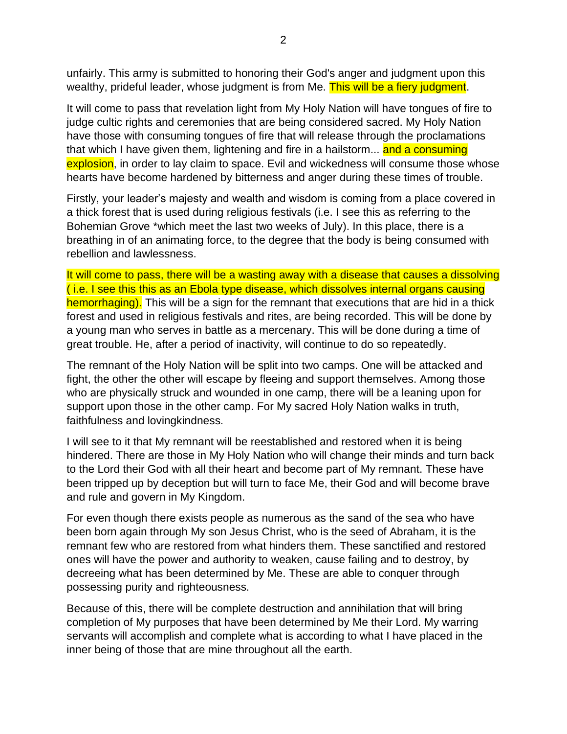unfairly. This army is submitted to honoring their God's anger and judgment upon this wealthy, prideful leader, whose judgment is from Me. This will be a fiery judgment.

It will come to pass that revelation light from My Holy Nation will have tongues of fire to judge cultic rights and ceremonies that are being considered sacred. My Holy Nation have those with consuming tongues of fire that will release through the proclamations that which I have given them, lightening and fire in a hailstorm... and a consuming explosion, in order to lay claim to space. Evil and wickedness will consume those whose hearts have become hardened by bitterness and anger during these times of trouble.

Firstly, your leader's majesty and wealth and wisdom is coming from a place covered in a thick forest that is used during religious festivals (i.e. I see this as referring to the Bohemian Grove *which meet the last two weeks of July). In this place, there is a breathing in of an animating force, to the degree that the body is being consumed with rebellion and lawlessness.

It will come to pass, there will be a wasting away with a disease that causes a dissolving ( i.e. I see this this as an Ebola type disease, which dissolves internal organs causing hemorrhaging). This will be a sign for the remnant that executions that are hid in a thick forest and used in religious festivals and rites, are being recorded. This will be done by a young man who serves in battle as a mercenary. This will be done during a time of great trouble. He, after a period of inactivity, will continue to do so repeatedly.

The remnant of the Holy Nation will be split into two camps. One will be attacked and fight, the other the other will escape by fleeing and support themselves. Among those who are physically struck and wounded in one camp, there will be a leaning upon for support upon those in the other camp. For My sacred Holy Nation walks in truth, faithfulness and lovingkindness.

I will see to it that My remnant will be reestablished and restored when it is being hindered. There are those in My Holy Nation who will change their minds and turn back to the Lord their God with all their heart and become part of My remnant. These have been tripped up by deception but will turn to face Me, their God and will become brave and rule and govern in My Kingdom.

For even though there exists people as numerous as the sand of the sea who have been born again through My son Jesus Christ, who is the seed of Abraham, it is the remnant few who are restored from what hinders them. These sanctified and restored ones will have the power and authority to weaken, cause failing and to destroy, by decreeing what has been determined by Me. These are able to conquer through possessing purity and righteousness.

Because of this, there will be complete destruction and annihilation that will bring completion of My purposes that have been determined by Me their Lord. My warring servants will accomplish and complete what is according to what I have placed in the inner being of those that are mine throughout all the earth.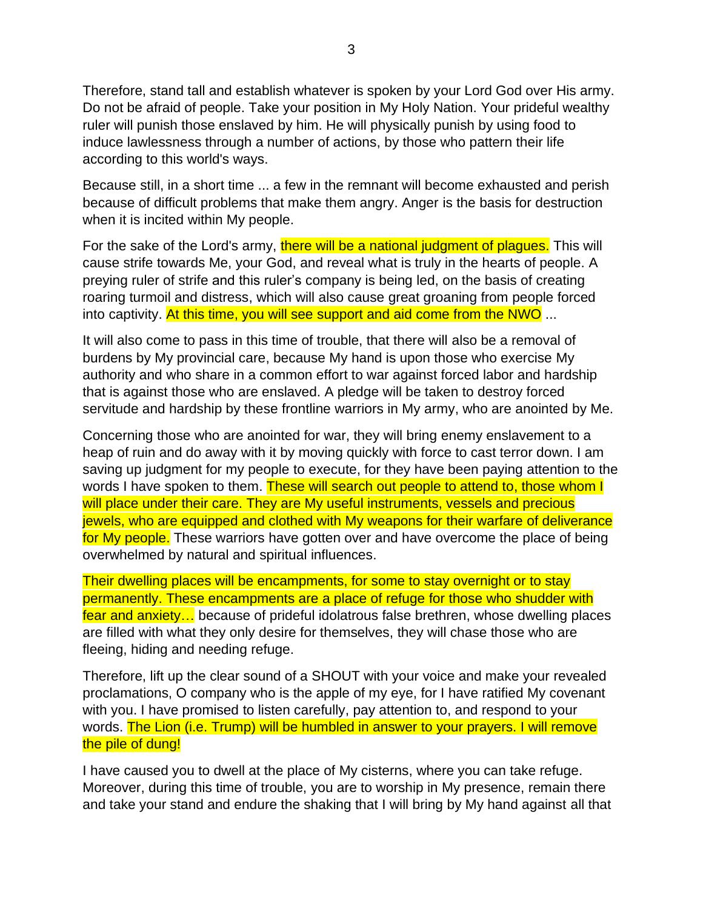Therefore, stand tall and establish whatever is spoken by your Lord God over His army. Do not be afraid of people. Take your position in My Holy Nation. Your prideful wealthy ruler will punish those enslaved by him. He will physically punish by using food to induce lawlessness through a number of actions, by those who pattern their life according to this world's ways.

Because still, in a short time ... a few in the remnant will become exhausted and perish because of difficult problems that make them angry. Anger is the basis for destruction when it is incited within My people.

For the sake of the Lord's army, there will be a national judgment of plagues. This will cause strife towards Me, your God, and reveal what is truly in the hearts of people. A preying ruler of strife and this ruler's company is being led, on the basis of creating roaring turmoil and distress, which will also cause great groaning from people forced into captivity. At this time, you will see support and aid come from the NWO ...

It will also come to pass in this time of trouble, that there will also be a removal of burdens by My provincial care, because My hand is upon those who exercise My authority and who share in a common effort to war against forced labor and hardship that is against those who are enslaved. A pledge will be taken to destroy forced servitude and hardship by these frontline warriors in My army, who are anointed by Me.

Concerning those who are anointed for war, they will bring enemy enslavement to a heap of ruin and do away with it by moving quickly with force to cast terror down. I am saving up judgment for my people to execute, for they have been paying attention to the words I have spoken to them. These will search out people to attend to, those whom I will place under their care. They are My useful instruments, vessels and precious jewels, who are equipped and clothed with My weapons for their warfare of deliverance for My people. These warriors have gotten over and have overcome the place of being overwhelmed by natural and spiritual influences.

Their dwelling places will be encampments, for some to stay overnight or to stay permanently. These encampments are a place of refuge for those who shudder with fear and anxiety… because of prideful idolatrous false brethren, whose dwelling places are filled with what they only desire for themselves, they will chase those who are fleeing, hiding and needing refuge.

Therefore, lift up the clear sound of a SHOUT with your voice and make your revealed proclamations, O company who is the apple of my eye, for I have ratified My covenant with you. I have promised to listen carefully, pay attention to, and respond to your words. The Lion (i.e. Trump) will be humbled in answer to your prayers. I will remove the pile of dung!

I have caused you to dwell at the place of My cisterns, where you can take refuge. Moreover, during this time of trouble, you are to worship in My presence, remain there and take your stand and endure the shaking that I will bring by My hand against all that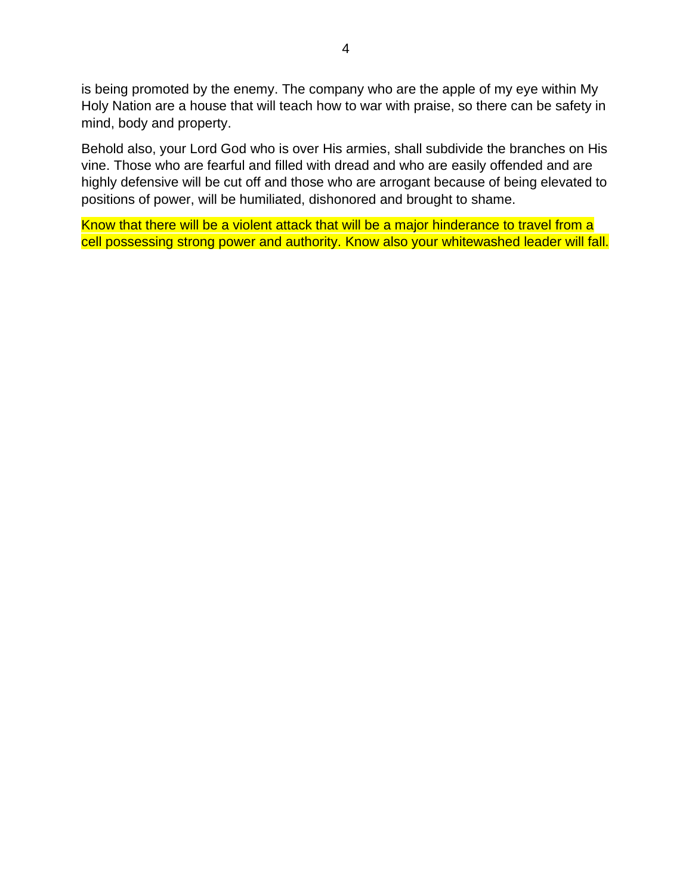is being promoted by the enemy. The company who are the apple of my eye within My Holy Nation are a house that will teach how to war with praise, so there can be safety in mind, body and property.

Behold also, your Lord God who is over His armies, shall subdivide the branches on His vine. Those who are fearful and filled with dread and who are easily offended and are highly defensive will be cut off and those who are arrogant because of being elevated to positions of power, will be humiliated, dishonored and brought to shame.

Know that there will be a violent attack that will be a major hinderance to travel from a cell possessing strong power and authority. Know also your whitewashed leader will fall.